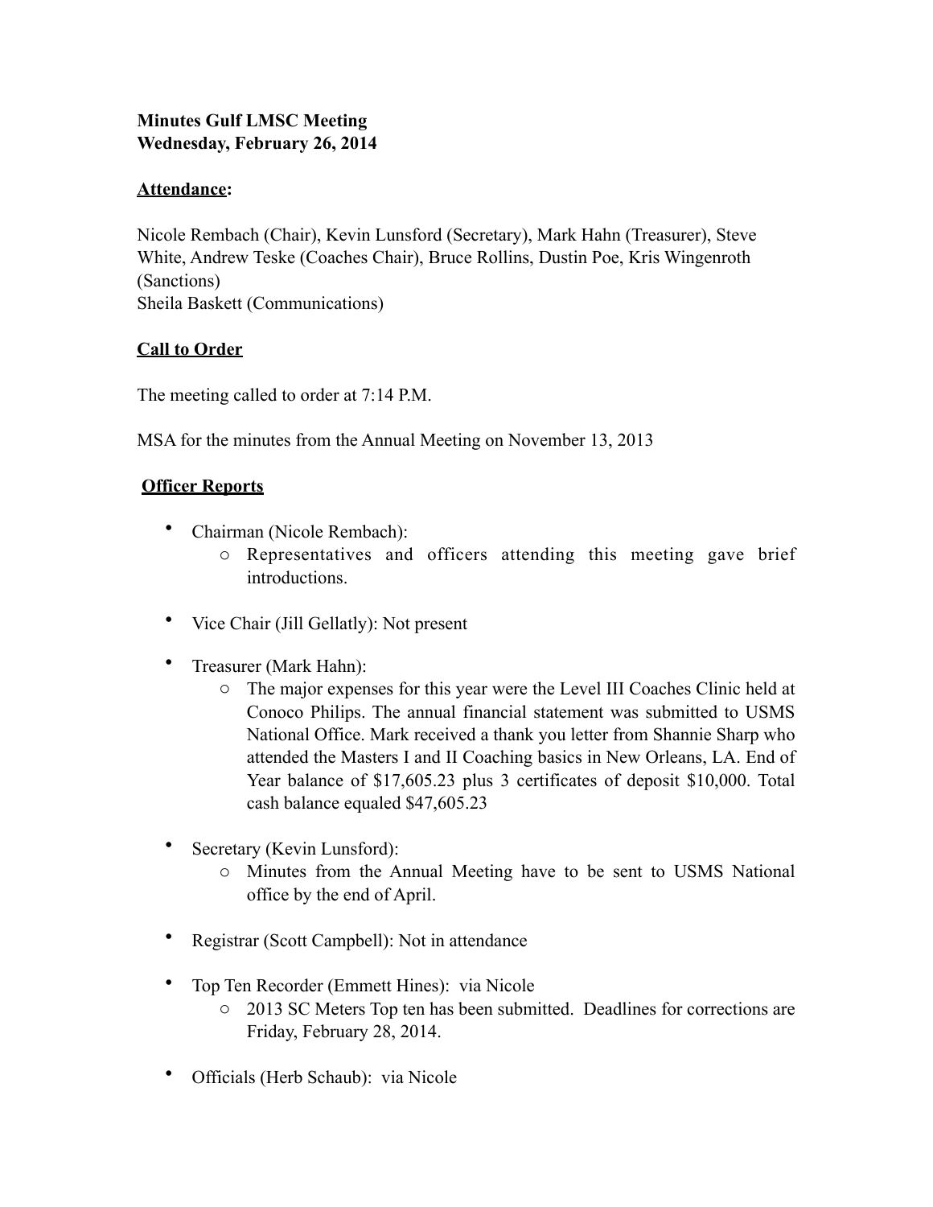**Minutes Gulf LMSC Meeting**
**Wednesday, February 26, 2014**

**Attendance:**

Nicole Rembach (Chair), Kevin Lunsford (Secretary), Mark Hahn (Treasurer), Steve White, Andrew Teske (Coaches Chair), Bruce Rollins, Dustin Poe, Kris Wingenroth (Sanctions)
Sheila Baskett (Communications)

**Call to Order**

The meeting called to order at 7:14 P.M.

MSA for the minutes from the Annual Meeting on November 13, 2013

**Officer Reports**

- Chairman (Nicole Rembach):
  - Representatives and officers attending this meeting gave brief introductions.
- Vice Chair (Jill Gellatly): Not present
- Treasurer (Mark Hahn):
  - The major expenses for this year were the Level III Coaches Clinic held at Conoco Philips. The annual financial statement was submitted to USMS National Office. Mark received a thank you letter from Shannie Sharp who attended the Masters I and II Coaching basics in New Orleans, LA. End of Year balance of $17,605.23 plus 3 certificates of deposit $10,000. Total cash balance equaled $47,605.23
- Secretary (Kevin Lunsford):
  - Minutes from the Annual Meeting have to be sent to USMS National office by the end of April.
- Registrar (Scott Campbell): Not in attendance
- Top Ten Recorder (Emmett Hines): via Nicole
  - 2013 SC Meters Top ten has been submitted. Deadlines for corrections are Friday, February 28, 2014.
- Officials (Herb Schaub): via Nicole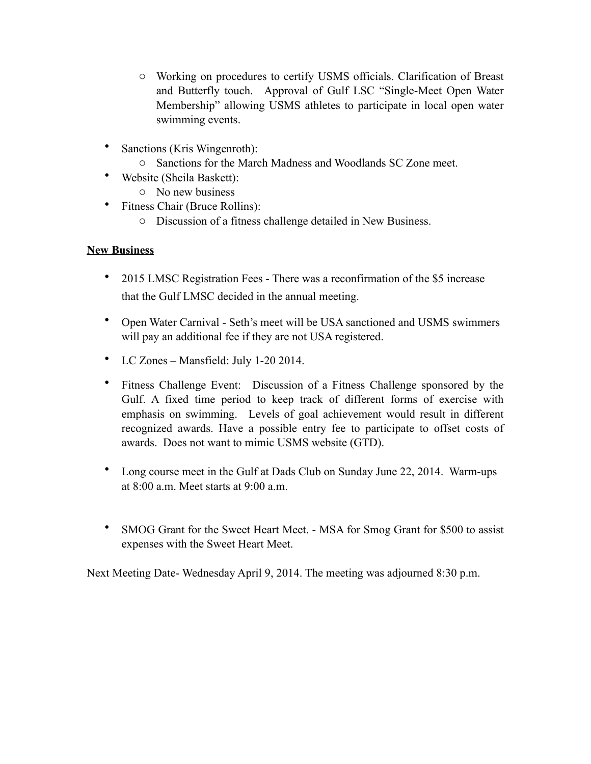- Working on procedures to certify USMS officials. Clarification of Breast and Butterfly touch. Approval of Gulf LSC "Single-Meet Open Water Membership" allowing USMS athletes to participate in local open water swimming events.

- Sanctions (Kris Wingenroth):
    - Sanctions for the March Madness and Woodlands SC Zone meet.
- Website (Sheila Baskett):
    - No new business
- Fitness Chair (Bruce Rollins):
    - Discussion of a fitness challenge detailed in New Business.

**New Business**

- 2015 LMSC Registration Fees - There was a reconfirmation of the $5 increase that the Gulf LMSC decided in the annual meeting.

- Open Water Carnival - Seth's meet will be USA sanctioned and USMS swimmers will pay an additional fee if they are not USA registered.

- LC Zones – Mansfield: July 1-20 2014.

- Fitness Challenge Event: Discussion of a Fitness Challenge sponsored by the Gulf. A fixed time period to keep track of different forms of exercise with emphasis on swimming. Levels of goal achievement would result in different recognized awards. Have a possible entry fee to participate to offset costs of awards. Does not want to mimic USMS website (GTD).

- Long course meet in the Gulf at Dads Club on Sunday June 22, 2014. Warm-ups at 8:00 a.m. Meet starts at 9:00 a.m.

- SMOG Grant for the Sweet Heart Meet. - MSA for Smog Grant for $500 to assist expenses with the Sweet Heart Meet.

Next Meeting Date- Wednesday April 9, 2014. The meeting was adjourned 8:30 p.m.